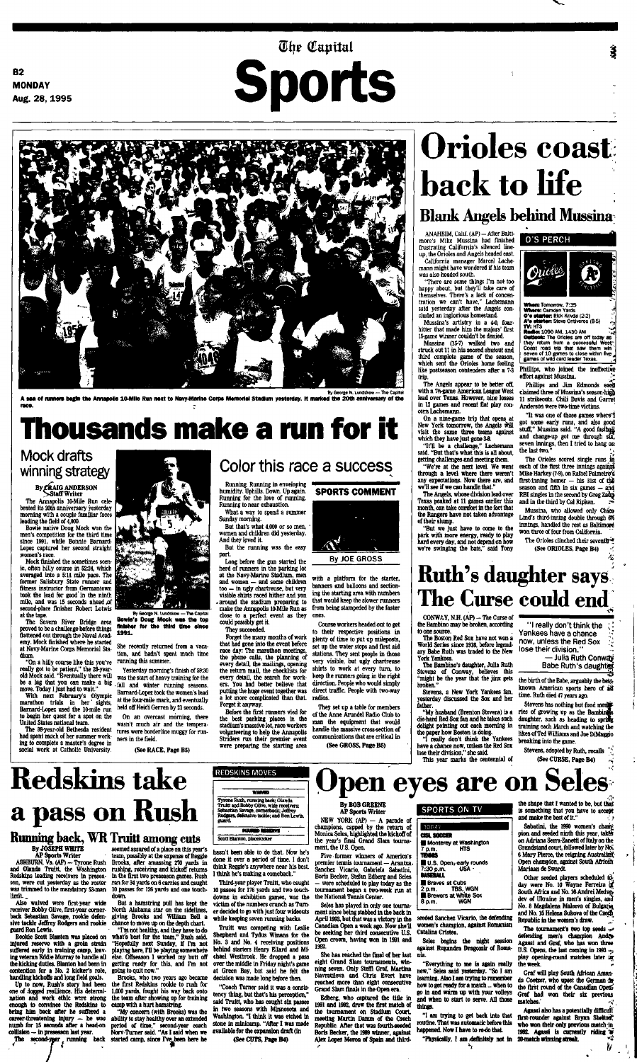# The Capital Sports

MONDAY Aug. 28, 1995

A sea of runners begin the Annapolis 10-Mile Run next to Navy-Marine Corps Memorial Stadium yesterday. It marked the 20th anniversary of the race.

By George N. Lundskow — The Capital

# Thousands make a run for it

## Mock drafts winning strategy

By CRAIG ANDERSON
Staff Writer

The Annapolis 10-Mile Run celebrated its 20th anniversary yesterday morning with a couple familiar faces leading the field of 4,000.

Bowie native Doug Mock won the men's competition for the third time since 1991, while Bonnie Barnard-Lopez captured her second straight women's race.

Mock finished the sometimes scenic, often hilly course in 52:24, which averaged into a 5:14 mile pace. The former Salisbury State runner and fitness instructor from Germantown took the lead for good in the ninth mile, and was 15 seconds ahead of second-place finisher Robert Lotwis at the tape.

The Severn River Bridge area proved to be a challenge before things flattened out through the Naval Academy. Mock finished where he started at Navy-Marine Corps Memorial Stadium.

"On a hilly course like this you've really got to be patient," the 28-year-old Mock said. "Eventually there will be a leg that you can make a big move. Today I just had to wait."

With next February's Olympic marathon trials in her sights, Barnard-Lopez used the 10-mile run to begin her quest for a spot on the United States national team.

The 38-year-old Bethesda resident had spent much of her summer working to complete a master's degree in social work at Catholic University.

By George N. Lundskow — The Capital
Bowie's Doug Mock was the top finisher for the third time since 1991.

She recently returned from a vacation, and hadn't spent much time running this summer.

Yesterday morning's finish of 59:30 was the start of heavy training for the fall and winter running seasons. Barnard-Lopez took the women's lead at the four-mile mark, and eventually held off Heidi Gerren by 21 seconds.

On an overcast morning, there wasn't much air and the temperatures were borderline muggy for runners in the field.

(See RACE, Page B5)

## Color this race a success

SPORTS COMMENT

By JOE GROSS

Running. Running in enveloping humidity. Uphills. Down. Up again. Running for the love of running. Running to near exhaustion.

What a way to spend a summer Sunday morning.

But that's what 4,000 or so men, women and children did yesterday. And they loved it.

But the running was the easy part.

Long before the gun started the herd of runners in the parking lot at the Navy-Marine Stadium, men and women — and some children too — in ugly chartreuse, but very visible shirts raced hither and yon around the stadium preparing to make the Annapolis 10-Mile Run as close to a perfect event as they could possibly get it.

They succeeded.

Forget the many months of work that had gone into the event before race day. The marathon meetings, the phone calls, the planning of every detail, the mailings, opening the return mail, the checklists for every detail, the search for workers. You had better believe that putting the huge event together was a lot more complicated than that. Forget it anyway.

Before the first runners vied for the best parking places in the stadium's massive lot, race workers volunteering to help the Annapolis Striders run their premier event were preparing the starting area with a platform for the starter, banners and balloons and sectioning the starting area with numbers that would keep the slower runners from being stampeded by the faster ones.

Course workers headed out to get to their respective positions in plenty of time to put up mileposts, set up the water stops and first aid stations. They sent people in those very visible, but ugly chartreuse shirts to work at every turn, to keep the runners going in the right direction. People who would simply direct traffic. People with two-way radios.

They set up a table for members of the Anne Arundel Radio Club to man the equipment that would handle the massive cross-section of communications that are critical in

(See GROSS, Page B5)

# Orioles coast back to life

## Blank Angels behind Mussina

ANAHEIM, Calif. (AP) — After Baltimore's Mike Mussina had finished frustrating California's silenced lineup, the Orioles and Angels headed east.

California manager Marcel Lachemann might have wondered if his team was also headed south.

"There are some things I'm not too happy about, but they'll take care of themselves. There's a lack of concentration we can't have," Lachemann said yesterday after the Angels concluded an inglorious homestand.

Mussina's artistry in a 4-0, four-hitter that made him the majors' first 15-game winner couldn't be denied.

Mussina (15-7) walked two and struck out 11 in his second shutout and third complete game of the season, which sent the Orioles home feeling like postseason contenders after a 7-3 trip.

The Angels appear to be better off, with a 7½-game American League West lead over Texas. However, nine losses in 12 games and recent flat play concern Lachemann.

On a nine-game trip that opens at New York tomorrow, the Angels will visit the same three teams against which they have just gone 3-6.

"It'll be a challenge," Lachemann said. "But that's what this is all about, getting challenges and meeting them.

"We're at the next level. We went through a level where there weren't any expectations. Now there are, and we'll see if we can handle that."

The Angels, whose division lead over Texas peaked at 11 games earlier this month, can take comfort in the fact that the Rangers have not taken advantage of their slump.

"But we just have to come to the park with more energy, ready to play hard every day, and not depend on how we're swinging the bats," said Tony Phillips, who joined the ineffective effort against Mussina.

Phillips and Jim Edmonds each claimed three of Mussina's season-high 11 strikeouts. Chili Davis and Garret Anderson were two-time victims.

"It was one of those games where I got some early runs, and also good stuff," Mussina said. "A good fastball and change-up got me through six, seven innings, then I tried to hang on the last two."

The Orioles scored single runs in each of the first three innings against Mike Harkey (1-9), on Rafael Palmeiro's first-inning homer — his 31st of the season and fifth in six games — and RBI singles in the second by Greg Zaun and in the third by Cal Ripken.

Mussina, who allowed only Chico Lind's third-inning double through 6⅔ innings, handed the rest as Baltimore won three of four from California.

The Orioles clinched their seventh

(See ORIOLES, Page B4)

**O'S PERCH**

**When:** Tomorrow, 7:35
**Where:** Camden Yards
**O's starter:** Rick Krivda (2-2)
**A's starter:** Steve Ontiveros (8-5)
**TV:** HTS
**Radio:** 1090 AM, 1430 AM
**Outlook:** The Orioles are off today as they return from a successful West Coast road trip that saw them win seven of 10 games to close within five games of wild card leader Texas.

# Ruth's daughter says The Curse could end

CONWAY, N.H. (AP) — The Curse of the Bambino may be broken, according to one source.

The Boston Red Sox have not won a World Series since 1918, before legendary Babe Ruth was traded to the New York Yankees.

The Bambino's daughter, Julia Ruth Stevens of Conway, believes this "might be the year that the jinx gets broken."

Stevens, a New York Yankees fan, yesterday discussed the Sox and her father.

"My husband (Brenton Stevens) is a die-hard Red Sox fan and he takes such delight pointing out each morning in the paper how Boston is doing.

"I really don't think the Yankees have a chance now, unless the Red Sox lose their division," she said.

This year marks the centennial of the birth of the Babe, arguably the best-known American sports hero of all time. Ruth died 47 years ago.

Stevens has nothing but fond memories of growing up as the Bambino's daughter, such as heading to spring training each March and watching the likes of Ted Williams and Joe DiMaggio breaking into the game.

Stevens, adopted by Ruth, recalls

(See CURSE, Page B4)

> "I really don't think the Yankees have a chance now, unless the Red Sox lose their division."
> — Julia Ruth Conway
> Babe Ruth's daughter

# Redskins take a pass on Rush

## Running back, WR Truitt among cuts

By JOSEPH WHITE
AP Sports Writer

ASHBURN, Va. (AP) — Tyrone Rush and Olanda Truitt, the Washington Redskins leading receivers in preseason, were cut yesterday as the roster was trimmed to the mandatory 53-man limit.

Also waived were first-year wide receiver Bobby Olive, first-year cornerback Sebastian Savage, rookie defensive tackle Jeffrey Rodgers and rookie guard Ron Lewis.

Rookie Scott Blanton was placed on injured reserve with a groin strain suffered early in training camp, leaving veteran Eddie Murray to handle all the kicking duties. Blanton had been in contention for a No. 2 kicker's role, handling kickoffs and long field goals.

Up to now, Rush's story had been one of dogged resilience. His determination and work ethic were strong enough to convince the Redskins to bring him back after he suffered a career-threatening injury — he was numb for 15 seconds after a head-on collision — in preseason last year.

The second-year running back seemed assured of a place on this year's team, possibly at the expense of Reggie Brooks, after amassing 270 yards in rushing, receiving and kickoff returns in the first two preseason games. Rush ran for 34 yards on 6 carries and caught 10 passes for 126 yards and one touchdown.

But a hamstring pull has kept the North Alabama star on the sidelines, giving Brooks and William Bell a chance to move up on the depth chart.

"I'm not healthy, and they have to do what's best for the team," Rush said. "Hopefully next Sunday, if I'm not playing here, I'll be playing somewhere else. Offseason I worked my butt off getting ready for this, and I'm not going to quit now."

Brooks, who two years ago became the first Redskins rookie to rush for 1,000 yards, fought his way back onto the team after showing up for training camp with a hurt hamstring.

"My concern (with Brooks) was the ability to stay healthy over an extended period of time," second-year coach Norv Turner said. "As I said when we started camp, since I've been here he hasn't been able to do that. Now he's done it over a period of time. I don't think Reggie's anywhere near his best. I think he's making a comeback."

Third-year player Truitt, who caught 10 passes for 176 yards and two touchdowns in exhibition games, was the victim of the numbers crunch as Turner decided to go with just four wideouts while keeping seven running backs.

Truitt was competing with Leslie Shepherd and Tydus Winans for the No. 3 and No. 4 receiving positions behind starters Henry Ellard and Michael Westbrook. He dropped a pass over the middle in Friday night's game at Green Bay, but said he felt the decision was made long before then.

"Coach Turner said it was a consistency thing, but that's his perception," said Truitt, who has caught six passes in two seasons with Minnesota and Washington. "I think it was etched in stone in minicamp. "After I was made available for the expansion draft (in

(See CUTS, Page B4)

**REDSKINS MOVES**

**WAIVED**
Tyrone Rush, running back; Olanda Truitt and Bobby Olive, wide receivers; Sebastian Savage, cornerback; Jeffrey Rodgers, defensive tackle; and Ron Lewis, guard.

**INJURED RESERVE**
Scott Blanton, placekicker

# Open eyes are on Seles

By BOB GREENE
AP Sports Writer

NEW YORK (AP) — A parade of champions, capped by the return of Monica Seles, highlighted the kickoff of the year's final Grand Slam tournament, the U.S. Open.

Five former winners of America's premier tennis tournament — Arantxa Sanchez Vicario, Gabriela Sabatini, Boris Becker, Stefan Edberg and Seles — were scheduled to play today as the tournament began a two-week run at the National Tennis Center.

Seles has played in only one tournament since being stabbed in the back in April 1993, but that was a victory in the Canadian Open a week ago. Now she'll be seeking her third consecutive U.S. Open crown, having won in 1991 and 1992.

She has reached the final of her last eight Grand Slam tournaments, winning seven. Only Steffi Graf, Martina Navratilova and Chris Evert have reached more than eight consecutive Grand Slam finals in the Open era.

Edberg, who captured the title in 1991 and 1992, drew the first match of the tournament on Stadium Court, meeting Martin Damm of the Czech Republic. After that was fourth-seeded Boris Becker, the 1989 winner, against Alex Lopez Moron of Spain and third-seeded Sanchez Vicario, the defending women's champion, against Romanian Catalina Cristea.

Seles begins the night session against Ruxandra Dragomir of Romania.

"Everything to me is again really new," Seles said yesterday. "So I am learning. Also I am trying to remember how to get ready for a match ... when to go in and warm up with your volleys and when to start to serve. All those things.

"I am trying to get back into that routine. That was automatic before this happened. Now I have to re-do that.

"Physically, I am definitely not in the shape that I wanted to be, but that is something that you have to accept and make the best of it."

Sabatini, the 1990 women's champion and seeded ninth this year, takes on Adriana Serra-Zanetti of Italy on the Grandstand court, followed later by No. 6 Mary Pierce, the reigning Australian Open champion, against South African Mariaan de Swardt.

Other seeded players scheduled today were No. 10 Wayne Ferreira of South Africa and No. 16 Andrei Medvedev of Ukraine in men's singles, and No. 8 Magdalena Maleeva of Bulgaria and No. 15 Helena Sukova of the Czech Republic in the women's draw.

The tournament's two top seeds — defending men's champion Andre Agassi and Graf, who has won three U.S. Opens, the last coming in 1993 — play opening-round matches later in the week.

Graf will play South African Amanda Coetzer, who upset the German in the first round of the Canadian Open. Graf had won their six previous matches.

Agassi also has a potentially difficult first-rounder against Bryan Shelton, who won their only previous match in 1992. Agassi is currently riding a 20-match winning streak.

**SPORTS ON TV**

**TODAY**

**CSL SOCCER**
Monterey at Washington — 7 p.m. — HTS

**TENNIS**
U.S. Open, early rounds — 2 p.m. — TBS, WGN; 7:30 p.m. — USA

**BASEBALL**
Braves at Cubs
Brewers at White Sox — 8 p.m. — WGN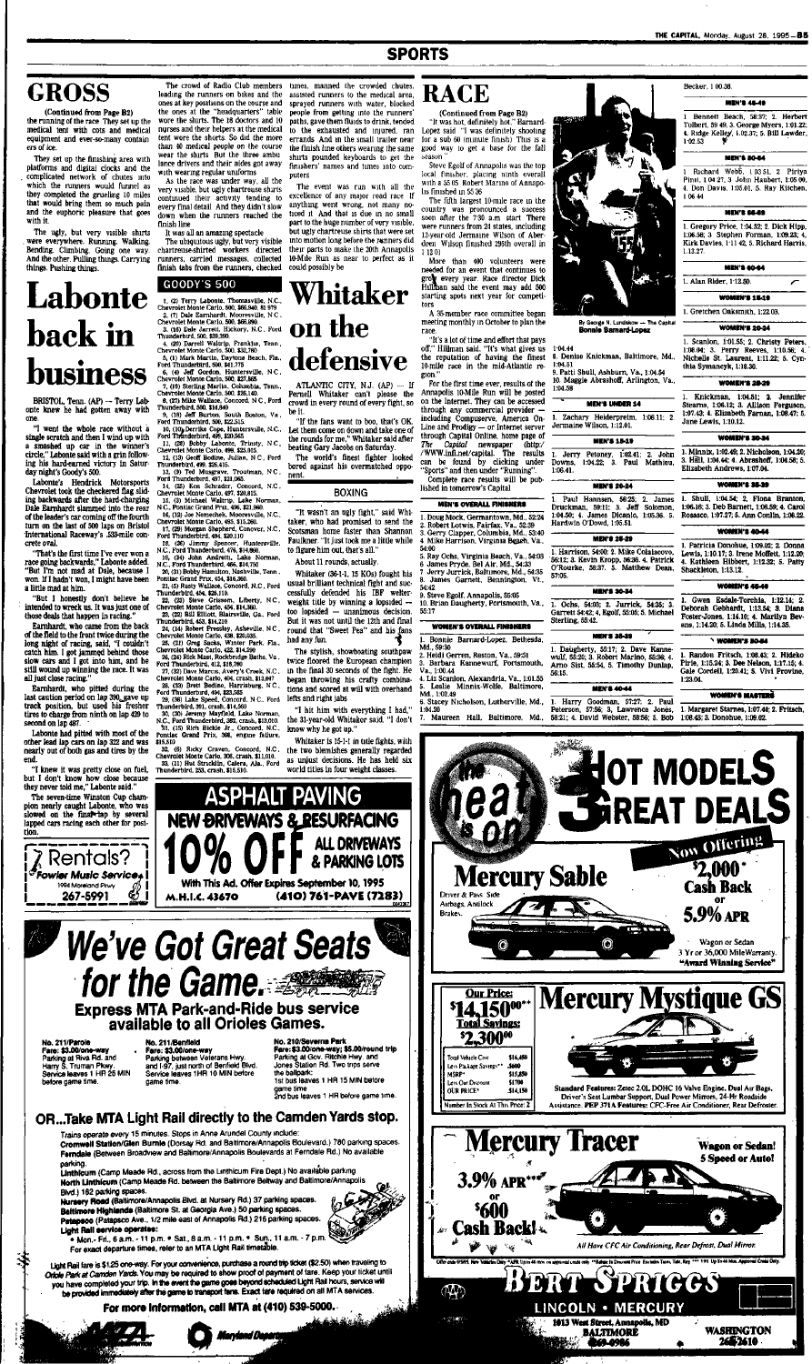# GROSS

(Continued from Page B2)

the running of the race. They set up the medical tent with cots and medical equipment and ever-so-many containers of ice.

They set up the finishing area with platforms and digital clocks and the complicated network of chutes into which the runners would funnel as they completed the grueling 10 miles that would bring them so much pain and the euphoric pleasure that goes with it.

The ugly, but very visible shirts were everywhere. Running. Walking. Bending. Climbing. Going one way. And the other. Pulling things. Carrying things. Pushing things.

The crowd of Radio Club members leading the runners on bikes and the ones at key positions on the course and the ones at the "headquarters" table wore the shirts. The 18 doctors and 10 nurses and their helpers at the medical tent wore the shorts. So did the more than 60 medical people on the course wear the shirts. But the three ambulance drivers and their aides got away with wearing regular uniforms.

As the race was under way, all the very visible, but ugly chartreuse shirts continued their activity tending to every final detail. And they didn't slow down when the runners reached the finish line.

It was all an amazing spectacle.

The ubiquitous ugly, but very visible chartreuse-shirted workers directed runners, carried messages, collected finish tabs from the runners, checked times, manned the crowded chutes, assisted runners to the medical area, sprayed runners with water, blocked people from getting into the runners' paths, gave them fluids to drink, tended to the exhausted and injured, ran errands. And in the small trailer near the finish line others wearing the same shirts pounded keyboards to get the finishers' names and times into computers.

The event was run with all the excellence of any major road race. If anything went wrong, not many noticed it. And that is due in no small part to the huge number of very visible, but ugly chartreuse shirts that were set into motion long before the runners did their parts to make the 20th Annapolis 10-Mile Run as near to perfect as it could possibly be.

# Labonte back in business

BRISTOL, Tenn. (AP) -- Terry Labonte knew he had gotten away with one.

"I went the whole race without a single scratch and then I wind up with a smashed up car in the winner's circle," Labonte said with a grin following his hard-earned victory in Saturday night's Goody's 500.

Labonte's Hendrick Motorsports Chevrolet took the checkered flag sliding backwards after the hard-charging Dale Earnhardt slammed into the rear of the leader's car coming off the fourth turn on the last of 500 laps on Bristol International Raceway's .533-mile concrete oval.

"That's the first time I've ever won a race going backwards," Labonte added. "But I'm not mad at Dale, because I won. If I hadn't won, I might have been a little mad at him.

"But I honestly don't believe he intended to wreck us. It was just one of those deals that happen in racing."

Earnhardt, who came from the back of the field to the front twice during the long night of racing, said, "I couldn't catch him. I got jammed behind those slow cars and I got into him, and he still wound up winning the race. It was all just close racing."

Earnhardt, who pitted during the last caution period on lap 390, gave up track position, but used his fresher tires to charge from ninth on lap 429 to second on lap 497.

Labonte had pitted with most of the other lead lap cars on lap 322 and was nearly out of both gas and tires by the end.

"I knew it was pretty close on fuel, but I don't know how close because they never told me," Labonte said.

The seven-time Winston Cup champion nearly caught Labonte, who was slowed on the final lap by several lapped cars racing each other for position.

## GOODY'S 500

1. (2) Terry Labonte, Thomasville, N.C., Chevrolet Monte Carlo, 500, $66,940, 81,979
2. (7) Dale Earnhardt, Mooresville, N.C., Chevrolet Monte Carlo, 500, $66,890.
3. (16) Dale Jarrett, Hickory, N.C., Ford Thunderbird, 500, $39,390.
4. (29) Darrell Waltrip, Franklin, Tenn., Chevrolet Monte Carlo, 500, $32,760.
5. (1) Mark Martin, Daytona Beach, Fla., Ford Thunderbird, 500, $41,775.
6. (4) Jeff Gordon, Huntersville, N.C., Chevrolet Monte Carlo, 500, $37,665.
7. (19) Sterling Marlin, Columbia, Tenn., Chevrolet Monte Carlo, 500, $28,140.
8. (27) Mike Wallace, Concord, N.C., Ford Thunderbird, 500, $14,840.
9. (10) Jeff Burton, South Boston, Va., Ford Thunderbird, 500, $22,515.
10. (10) Derrike Cope, Huntersville, N.C., Ford Thunderbird, 498, $20,565.
11. (29) Bobby Labonte, Trinity, N.C., Chevrolet Monte Carlo, 498, $23,015.
12. (13) Geoff Bodine, Julian, N.C., Ford Thunderbird, 498, $28,415.
13. (9) Ted Musgrave, Troutman, N.C., Ford Thunderbird, 497, $21,065.
14. (23) Ken Schrader, Concord, N.C., Chevrolet Monte Carlo, 497, $20,815.
15. (3) Michael Waltrip, Lake Norman, N.C., Pontiac Grand Prix, 496, $21,860.
16. (12) Joe Nemechek, Mooresville, N.C., Chevrolet Monte Carlo, 495, $15,260.
17. (29) Morgan Shepherd, Conover, N.C., Ford Thunderbird, 494, $20,110.
18. (26) Jimmy Spencer, Huntersville, N.C., Ford Thunderbird, 476, $14,660.
19. (34) John Andretti, Lake Norman, N.C., Ford Thunderbird, 466, $14,750.
20. (21) Bobby Hamilton, Nashville, Tenn., Pontiac Grand Prix, 454, $16,260.
21. (5) Rusty Wallace, Concord, N.C., Ford Thunderbird, 454, $25,110.
22. (33) Steve Grissom, Liberty, N.C., Chevrolet Monte Carlo, 454, $14,360.
23. (22) Bill Elliott, Blairsville, Ga., Ford Thunderbird, 452, $14,210.
24. (14) Robert Pressley, Asheville, N.C., Chevrolet Monte Carlo, 438, $20,635.
25. (21) Greg Sacks, Winter Park, Fla., Chevrolet Monte Carlo, 422, $14,290.
26. (24) Rick Mast, Rockbridge Baths, Va., Ford Thunderbird, 412, $18,760.
27. (32) Dave Marcis, Avery's Creek, N.C., Chevrolet Monte Carlo, 404, crash, $13,697.
28. (35) Brett Bodine, Harrisburg, N.C., Ford Thunderbird, 404, $23,565.
29. (36) Lake Speed, Concord, N.C., Ford Thunderbird, 391, crash, $14,560.
30. (20) Jeremy Mayfield, Lake Norman, N.C., Ford Thunderbird, 382, crash, $13,010.
31. (15) Rich Bickle Jr., Concord, N.C., Pontiac Grand Prix, 368, engine failure, $18,810.
32. (6) Ricky Craven, Concord, N.C., Chevrolet Monte Carlo, 306, crash, $11,010.
33. (11) Hut Stricklin, Calera, Ala., Ford Thunderbird, 233, crash, $15,510.

# Whitaker on the defensive

ATLANTIC CITY, N.J. (AP) -- If Pernell Whitaker can't please the crowd in every round of every fight, so be it.

"If the fans want to boo, that's OK. Let them come on down and take one of the rounds for me," Whitaker said after beating Gary Jacobs on Saturday.

The world's finest fighter looked bored against his overmatched opponent.

## BOXING

"It wasn't an ugly fight," said Whitaker, who had promised to send the Scotsman home faster than Shannon Faulkner. "It just took me a little while to figure him out, that's all."

About 11 rounds, actually.

Whitaker (36-1-1, 15 KOs) fought his usual brilliant technical fight and successfully defended his IBF welterweight title by winning a lopsided -- too lopsided -- unanimous decision. But it was not until the 12th and final round that "Sweet Pea" and his fans had any fun.

The stylish, showboating southpaw twice floored the European champion in the final 30 seconds of the fight. He began throwing his crafty combinations and scored at will with overhand lefts and right jabs.

"I hit him with everything I had," the 31-year-old Whitaker said. "I don't know why he got up."

Whitaker is 15-1-1 in title fights, with the two blemishes generally regarded as unjust decisions. He has held six world titles in four weight classes.

# RACE

(Continued from Page B2)

"It was hot, definitely hot," Barnard-Lopez said. "I was definitely shooting for a sub 60 (minute finish). This is a good way to get a base for the fall season."

Steve Egolf of Annapolis was the top local finisher, placing ninth overall with a 55:05. Robert Marino of Annapolis finished in 55:36.

The fifth largest 10-mile race in the country was pronounced a success soon after the 7:30 a.m. start. There were runners from 21 states, including 12-year-old Jermaine Wilson of Aberdeen. Wilson finished 299th overall in 1:12:01.

More than 600 volunteers were needed for an event that continues to grow every year. Race director Dick Hillman said the event may add 500 starting spots next year for competitors.

A 35-member race committee began meeting monthly in October to plan the race.

"It's a lot of time and effort that pays off," Hillman said. "It's what gives us the reputation of having the finest 10-mile race in the mid-Atlantic region."

For the first time ever, results of the Annapolis 10-Mile Run will be posted on the Internet. They can be accessed through any commercial provider -- including Compuserve, America On-Line and Prodigy -- or Internet server through Capital Online, home page of The Capital newspaper (http://WWW.infi.net/capital. The results can be found by clicking under "Sports" and then under "Running".

Complete race results will be published in tomorrow's Capital.

By George N. Lundskow -- The Capital

**Bonnie Barnard-Lopez**

### MEN'S OVERALL FINISHERS

1. Doug Mock, Germantown, Md., 52:24
2. Robert Lotwis, Fairfax, Va., 52:39
3. Gerry Clapper, Columbia, Md., 53:40
4. Mike Harrison, Virginia Beach, Va., 54:00
5. Ray Ochs, Virginia Beach, Va., 54:03
6. James Pryde, Bel Air, Md., 54:33
7. Jerry Jurrick, Baltimore, Md., 54:35
8. James Garnett, Bennington, Vt., 54:42
9. Steve Egolf, Annapolis, 55:05
10. Brian Daugherty, Portsmouth, Va., 55:17

### WOMEN'S OVERALL FINISHERS

1. Bonnie Barnard-Lopez, Bethesda, Md., 59:50
2. Heidi Gerren, Reston, Va., 59:51
3. Barbara Kannewurf, Portsmouth, Va., 1:00.44
4. Liz Scanlon, Alexandria, Va., 1:01.55
5. Leslie Minnix-Wolfe, Baltimore, Md., 1:02.49
6. Stacey Nicholson, Lutherville, Md., 1:04.20
7. Maureen Hall, Baltimore, Md., 1:04.44
8. Denise Knickman, Baltimore, Md., 1:04.51
9. Patti Shull, Ashburn, Va., 1:04.54
10. Maggie Abrashoff, Arlington, Va., 1:04.58

### MEN'S UNDER 14

1. Zachary Heiderpreim, 1:08:11; 2. Jermaine Wilson, 1:12.01.

### MEN'S 15-19

1. Jerry Petoney, 1:02.41; 2. John Downs, 1:04.22; 3. Paul Mathieu, 1:05.41.

### MEN'S 20-24

1. Paul Hannsen, 56:25; 2. James Druckman, 59:11; 3. Jeff Solomon, 1:04.50; 4. James Dicanio, 1:05.36; 5. Hardwin O'Dowd, 1:05.51.

### MEN'S 25-29

1. Harrison, 54:00; 2. Mike Colaiacovo, 56:12; 3. Kevin Kropp, 56:36; 4. Patrick O'Rourke, 56:37; 5. Matthew Dean, 57:05.

### MEN'S 30-34

1. Ochs, 54:03; 2. Jurrick, 54:35; 3. Garrett 54:42; 4. Egolf, 55:05; 5. Michael Sterling, 55:42.

### MEN'S 35-39

1. Daugherty, 55:17; 2. Dave Kannewurf, 55:20; 3. Robert Marino, 55:36; 4. Arno Sist, 55:54; 5. Timothy Dunlap, 56:15.

### MEN'S 40-44

1. Harry Goodman, 57:27; 2. Paul Peterson, 57:56; 3. Lawrence Jones, 58:21; 4. David Webster, 58:56; 5. Bob Becker, 1:00.38.

### MEN'S 45-49

1. Bennett Beach, 58:37; 2. Herbert Tolbert, 59:49; 3. George Myers, 1:01.22; 4. Ridge Kelley, 1:02.37; 5. Bill Lawder, 1:02.53.

### MEN'S 50-54

1. Richard Webb, 1:03.51; 2. Piriya Pinit, 1:04.27; 3. John Haubert, 1:05.00; 4. Don Davis, 1:05.01; 5. Ray Kitchen, 1:06.44.

### MEN'S 55-59

1. Gregory Price, 1:04.32; 2. Dick Hipp, 1:06.58; 3. Stephen Forman, 1:09.23; 4. Kirk Davies, 1:11.42; 5. Richard Harris, 1:13.27.

### MEN'S 60-64

1. Alan Rider, 1:12.50.

### WOMEN'S 15-19

1. Gretchen Oakesmith, 1:22.03.

### WOMEN'S 20-24

1. Scanlon, 1:01.55; 2. Christy Peters, 1:08.04; 3. Perry Reeves, 1:10.56; 4. Nichelle St. Laurent, 1:11.22; 5. Cynthia Synnaeyck, 1:18.30.

### WOMEN'S 25-29

1. Knickman, 1:04.51; 2. Jennifer Stearns, 1:06.12; 3. Allison Ferguson, 1:07.43; 4. Elizabeth Farnan, 1:08.47; 5. Jane Lewis, 1:10.12.

### WOMEN'S 30-34

1. Minnix, 1:02.49; 2. Nicholson, 1:04.20; 3. Hall, 1:04.44; 4. Abrashoff, 1:04.58; 5. Elizabeth Andrews, 1:07.04.

### WOMEN'S 35-39

1. Shull, 1:04.54; 2. Fiona Branton, 1:06.16; 3. Deb Barnett, 1:06.59; 4. Carol Rosasco, 1:07.27; 5. Ann Conlin, 1:08.22.

### WOMEN'S 40-44

1. Patricia Donohue, 1:09.02; 2. Donna Lewis, 1:10.17; 3. Irene Moffett, 1:12.20; 4. Kathleen Hibbert, 1:12.32; 5. Patty Shackleton, 1:13.12.

### WOMEN'S 45-49

1. Gwen Esdale-Torchia, 1:12.14; 2. Deborah Gebhardt, 1:13.54; 3. Diana Foster-Jones, 1:14.10; 4. Marilyn Bevans, 1:14.20; 5. Linda Mills, 1:14.35.

### WOMEN'S 50-54

1. Randon Fritsch, 1:08.43; 2. Hideko Pirie, 1:15.24; 3. Dee Nelson, 1:17.15; 4. Gale Cordell, 1:20.41; 5. Vivi Provine, 1:23.04.

### WOMEN'S MASTERS

1. Margaret Starnes, 1:07.48; 2. Fritsch, 1:08.43; 3. Donohue, 1:09.02.

---

Rentals?
Fowler Music Service
1994 Moreland Pkwy
267-5991

---

ASPHALT PAVING
NEW DRIVEWAYS & RESURFACING
10% OFF ALL DRIVEWAYS & PARKING LOTS
With This Ad. Offer Expires September 10, 1995
M.H.I.C. 43670 (410) 761-PAVE (7283)

---

# We've Got Great Seats for the Game.

## Express MTA Park-and-Ride bus service available to all Orioles Games.

**No. 211/Parole**
Fare: $3.00/one-way
Parking at Riva Rd. and Harry S. Truman Pkwy.
Service leaves 1 HR 25 MIN before game time.

**No. 211/Benfield**
Fare: $3.00/one-way
Parking between Veterans Hwy. and I-97, just north of Benfield Blvd.
Service leaves 1HR 10 MIN before game time.

**No. 210/Severna Park**
Fare: $3.00/one-way; $5.00/round trip
Parking at Gov. Ritchie Hwy. and Jones Station Rd. Two trips serve the ballpark:
1st bus leaves 1 HR 15 MIN before game time
2nd bus leaves 1 HR before game time.

## OR...Take MTA Light Rail directly to the Camden Yards stop.

Trains operate every 15 minutes. Stops in Anne Arundel County include:

**Cromwell Station/Glen Burnie** (Dorsey Rd. and Baltimore/Annapolis Boulevard.) 780 parking spaces.
**Ferndale** (Between Broadview and Baltimore/Annapolis Boulevards at Ferndale Rd.) No available parking.
**Linthicum** (Camp Meade Rd., across from the Linthicum Fire Dept.) No available parking
**North Linthicum** (Camp Meade Rd. between the Baltimore Beltway and Baltimore/Annapolis Blvd.) 162 parking spaces.
**Nursery Road** (Baltimore/Annapolis Blvd. at Nursery Rd.) 37 parking spaces.
**Baltimore Highlands** (Baltimore St. at Georgia Ave.) 50 parking spaces.
**Patapsco** (Patapsco Ave., 1/2 mile east of Annapolis Rd.) 215 parking spaces.

**Light Rail service operates:**
• Mon.- Fri., 6 a.m. - 11 p.m. • Sat., 8 a.m. - 11 p.m. • Sun., 11 a.m. - 7 p.m.
For exact departure times, refer to an MTA Light Rail timetable.

Light Rail fare is $1.25 one-way. For your convenience, purchase a round trip ticket ($2.50) when traveling to Oriole Park at Camden Yards. You may be required to show proof of payment or fare. Keep your ticket until you have completed your trip. In the event the game goes beyond scheduled Light Rail hours, service will be provided immediately after the game to transport fans. Exact fare required on all MTA services.

**For more information, call MTA at (410) 539-5000.**

---

The Heat is On

HOT MODELS GREAT DEALS

Now Offering

**Mercury Sable**
Driver & Pass. Side Airbags, Antilock Brakes

$2,000* Cash Back or 5.9% APR
Wagon or Sedan
3 Yr or 36,000 Mile Warranty.
"Award Winning Service"

**Mercury Mystique GS**

Our Price: $14,150** Total Savings: $2,300**

| | |
|---|---|
| Total Vehicle Cost | $16,450 |
| Less Package Savings** | -$600 |
| MSRP* | $15,850 |
| Less Our Discount | $1700 |
| OUR PRICE* | $14,150 |
| Number In Stock At This Price: 2 | |

Standard Features: Zetec 2.0L DOHC 16 Valve Engine, Dual Air Bags, Driver's Seat Lumbar Support, Dual Power Mirrors, 24-Hr Roadside Assistance. PEP 371A Features: CFC-Free Air Conditioner, Rear Defroster.

**Mercury Tracer**
Wagon or Sedan! 5 Speed or Auto!

3.9% APR*** or $600 Cash Back!

All Have CFC Air Conditioning, Rear Defrost, Dual Mirror.

BERT SPRIGGS
LINCOLN • MERCURY
1813 West Street, Annapolis, MD
BALTIMORE 269-0986
WASHINGTON 261-2610